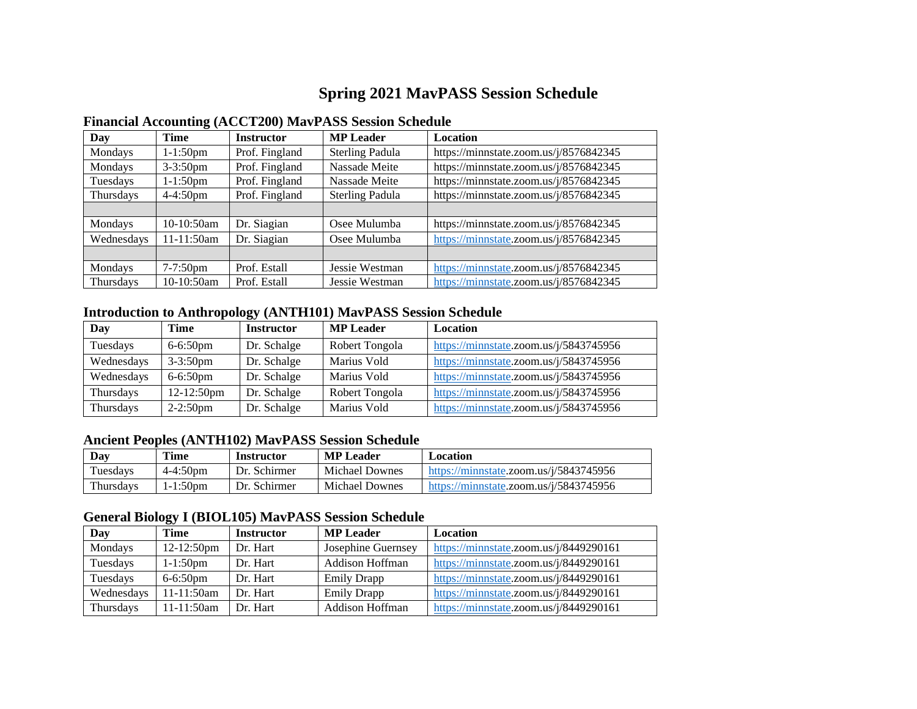# Spring 2021 MavPASS Session Schedule

## Financial Accounting (ACCT200) MavPASS Session Schedule

| Day | Time | Instructor | MP Leader | Location |
|---|---|---|---|---|
| Mondays | 1-1:50pm | Prof. Fingland | Sterling Padula | https://minnstate.zoom.us/j/8576842345 |
| Mondays | 3-3:50pm | Prof. Fingland | Nassade Meite | https://minnstate.zoom.us/j/8576842345 |
| Tuesdays | 1-1:50pm | Prof. Fingland | Nassade Meite | https://minnstate.zoom.us/j/8576842345 |
| Thursdays | 4-4:50pm | Prof. Fingland | Sterling Padula | https://minnstate.zoom.us/j/8576842345 |
| | | | | |
| Mondays | 10-10:50am | Dr. Siagian | Osee Mulumba | https://minnstate.zoom.us/j/8576842345 |
| Wednesdays | 11-11:50am | Dr. Siagian | Osee Mulumba | https://minnstate.zoom.us/j/8576842345 |
| | | | | |
| Mondays | 7-7:50pm | Prof. Estall | Jessie Westman | https://minnstate.zoom.us/j/8576842345 |
| Thursdays | 10-10:50am | Prof. Estall | Jessie Westman | https://minnstate.zoom.us/j/8576842345 |

## Introduction to Anthropology (ANTH101) MavPASS Session Schedule

| Day | Time | Instructor | MP Leader | Location |
|---|---|---|---|---|
| Tuesdays | 6-6:50pm | Dr. Schalge | Robert Tongola | https://minnstate.zoom.us/j/5843745956 |
| Wednesdays | 3-3:50pm | Dr. Schalge | Marius Vold | https://minnstate.zoom.us/j/5843745956 |
| Wednesdays | 6-6:50pm | Dr. Schalge | Marius Vold | https://minnstate.zoom.us/j/5843745956 |
| Thursdays | 12-12:50pm | Dr. Schalge | Robert Tongola | https://minnstate.zoom.us/j/5843745956 |
| Thursdays | 2-2:50pm | Dr. Schalge | Marius Vold | https://minnstate.zoom.us/j/5843745956 |

## Ancient Peoples (ANTH102) MavPASS Session Schedule

| Day | Time | Instructor | MP Leader | Location |
|---|---|---|---|---|
| Tuesdays | 4-4:50pm | Dr. Schirmer | Michael Downes | https://minnstate.zoom.us/j/5843745956 |
| Thursdays | 1-1:50pm | Dr. Schirmer | Michael Downes | https://minnstate.zoom.us/j/5843745956 |

## General Biology I (BIOL105) MavPASS Session Schedule

| Day | Time | Instructor | MP Leader | Location |
|---|---|---|---|---|
| Mondays | 12-12:50pm | Dr. Hart | Josephine Guernsey | https://minnstate.zoom.us/j/8449290161 |
| Tuesdays | 1-1:50pm | Dr. Hart | Addison Hoffman | https://minnstate.zoom.us/j/8449290161 |
| Tuesdays | 6-6:50pm | Dr. Hart | Emily Drapp | https://minnstate.zoom.us/j/8449290161 |
| Wednesdays | 11-11:50am | Dr. Hart | Emily Drapp | https://minnstate.zoom.us/j/8449290161 |
| Thursdays | 11-11:50am | Dr. Hart | Addison Hoffman | https://minnstate.zoom.us/j/8449290161 |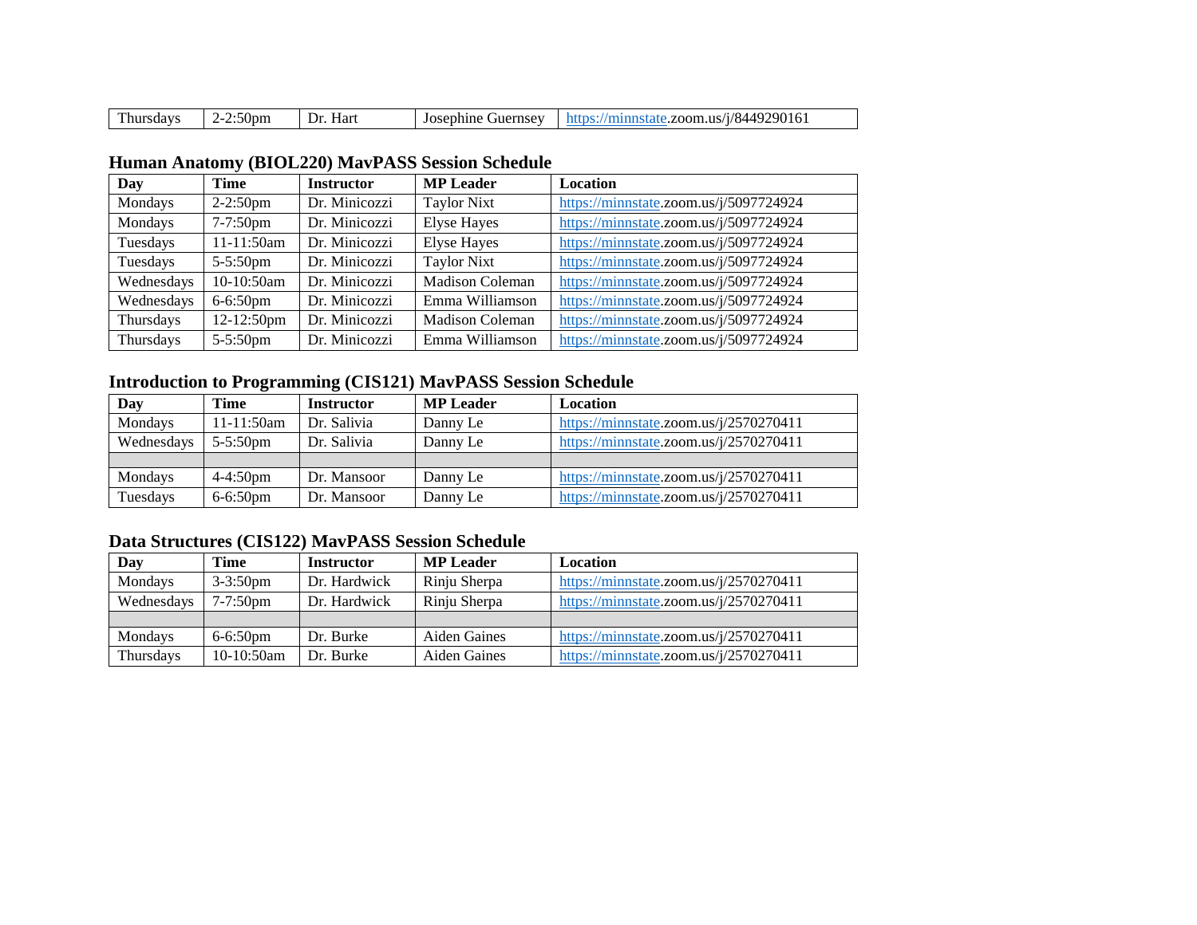| Thursdays | 2-2:50pm | Dr. Hart | Josephine Guernsey | https://minnstate.zoom.us/j/8449290161 |
|---|---|---|---|---|

## Human Anatomy (BIOL220) MavPASS Session Schedule

| Day | Time | Instructor | MP Leader | Location |
|---|---|---|---|---|
| Mondays | 2-2:50pm | Dr. Minicozzi | Taylor Nixt | https://minnstate.zoom.us/j/5097724924 |
| Mondays | 7-7:50pm | Dr. Minicozzi | Elyse Hayes | https://minnstate.zoom.us/j/5097724924 |
| Tuesdays | 11-11:50am | Dr. Minicozzi | Elyse Hayes | https://minnstate.zoom.us/j/5097724924 |
| Tuesdays | 5-5:50pm | Dr. Minicozzi | Taylor Nixt | https://minnstate.zoom.us/j/5097724924 |
| Wednesdays | 10-10:50am | Dr. Minicozzi | Madison Coleman | https://minnstate.zoom.us/j/5097724924 |
| Wednesdays | 6-6:50pm | Dr. Minicozzi | Emma Williamson | https://minnstate.zoom.us/j/5097724924 |
| Thursdays | 12-12:50pm | Dr. Minicozzi | Madison Coleman | https://minnstate.zoom.us/j/5097724924 |
| Thursdays | 5-5:50pm | Dr. Minicozzi | Emma Williamson | https://minnstate.zoom.us/j/5097724924 |

## Introduction to Programming (CIS121) MavPASS Session Schedule

| Day | Time | Instructor | MP Leader | Location |
|---|---|---|---|---|
| Mondays | 11-11:50am | Dr. Salivia | Danny Le | https://minnstate.zoom.us/j/2570270411 |
| Wednesdays | 5-5:50pm | Dr. Salivia | Danny Le | https://minnstate.zoom.us/j/2570270411 |
| | | | | |
| Mondays | 4-4:50pm | Dr. Mansoor | Danny Le | https://minnstate.zoom.us/j/2570270411 |
| Tuesdays | 6-6:50pm | Dr. Mansoor | Danny Le | https://minnstate.zoom.us/j/2570270411 |

## Data Structures (CIS122) MavPASS Session Schedule

| Day | Time | Instructor | MP Leader | Location |
|---|---|---|---|---|
| Mondays | 3-3:50pm | Dr. Hardwick | Rinju Sherpa | https://minnstate.zoom.us/j/2570270411 |
| Wednesdays | 7-7:50pm | Dr. Hardwick | Rinju Sherpa | https://minnstate.zoom.us/j/2570270411 |
| | | | | |
| Mondays | 6-6:50pm | Dr. Burke | Aiden Gaines | https://minnstate.zoom.us/j/2570270411 |
| Thursdays | 10-10:50am | Dr. Burke | Aiden Gaines | https://minnstate.zoom.us/j/2570270411 |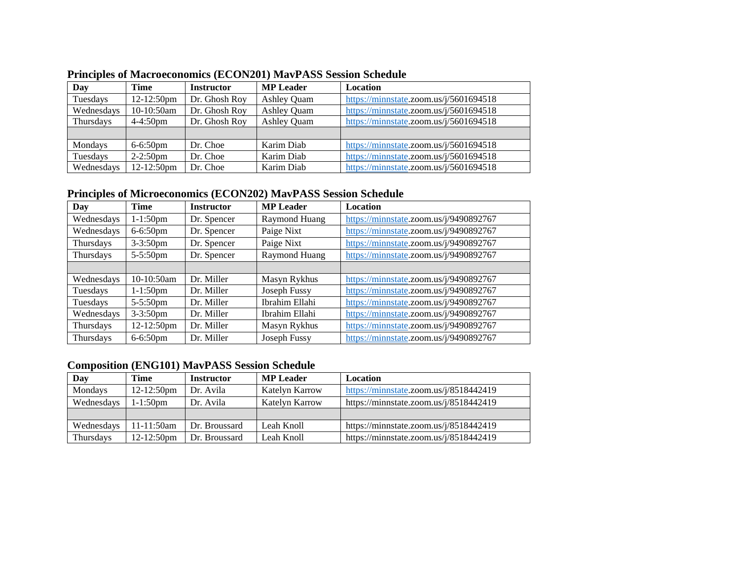## Principles of Macroeconomics (ECON201) MavPASS Session Schedule

| Day | Time | Instructor | MP Leader | Location |
| --- | --- | --- | --- | --- |
| Tuesdays | 12-12:50pm | Dr. Ghosh Roy | Ashley Quam | https://minnstate.zoom.us/j/5601694518 |
| Wednesdays | 10-10:50am | Dr. Ghosh Roy | Ashley Quam | https://minnstate.zoom.us/j/5601694518 |
| Thursdays | 4-4:50pm | Dr. Ghosh Roy | Ashley Quam | https://minnstate.zoom.us/j/5601694518 |
| | | | | |
| Mondays | 6-6:50pm | Dr. Choe | Karim Diab | https://minnstate.zoom.us/j/5601694518 |
| Tuesdays | 2-2:50pm | Dr. Choe | Karim Diab | https://minnstate.zoom.us/j/5601694518 |
| Wednesdays | 12-12:50pm | Dr. Choe | Karim Diab | https://minnstate.zoom.us/j/5601694518 |

## Principles of Microeconomics (ECON202) MavPASS Session Schedule

| Day | Time | Instructor | MP Leader | Location |
| --- | --- | --- | --- | --- |
| Wednesdays | 1-1:50pm | Dr. Spencer | Raymond Huang | https://minnstate.zoom.us/j/9490892767 |
| Wednesdays | 6-6:50pm | Dr. Spencer | Paige Nixt | https://minnstate.zoom.us/j/9490892767 |
| Thursdays | 3-3:50pm | Dr. Spencer | Paige Nixt | https://minnstate.zoom.us/j/9490892767 |
| Thursdays | 5-5:50pm | Dr. Spencer | Raymond Huang | https://minnstate.zoom.us/j/9490892767 |
| | | | | |
| Wednesdays | 10-10:50am | Dr. Miller | Masyn Rykhus | https://minnstate.zoom.us/j/9490892767 |
| Tuesdays | 1-1:50pm | Dr. Miller | Joseph Fussy | https://minnstate.zoom.us/j/9490892767 |
| Tuesdays | 5-5:50pm | Dr. Miller | Ibrahim Ellahi | https://minnstate.zoom.us/j/9490892767 |
| Wednesdays | 3-3:50pm | Dr. Miller | Ibrahim Ellahi | https://minnstate.zoom.us/j/9490892767 |
| Thursdays | 12-12:50pm | Dr. Miller | Masyn Rykhus | https://minnstate.zoom.us/j/9490892767 |
| Thursdays | 6-6:50pm | Dr. Miller | Joseph Fussy | https://minnstate.zoom.us/j/9490892767 |

## Composition (ENG101) MavPASS Session Schedule

| Day | Time | Instructor | MP Leader | Location |
| --- | --- | --- | --- | --- |
| Mondays | 12-12:50pm | Dr. Avila | Katelyn Karrow | https://minnstate.zoom.us/j/8518442419 |
| Wednesdays | 1-1:50pm | Dr. Avila | Katelyn Karrow | https://minnstate.zoom.us/j/8518442419 |
| | | | | |
| Wednesdays | 11-11:50am | Dr. Broussard | Leah Knoll | https://minnstate.zoom.us/j/8518442419 |
| Thursdays | 12-12:50pm | Dr. Broussard | Leah Knoll | https://minnstate.zoom.us/j/8518442419 |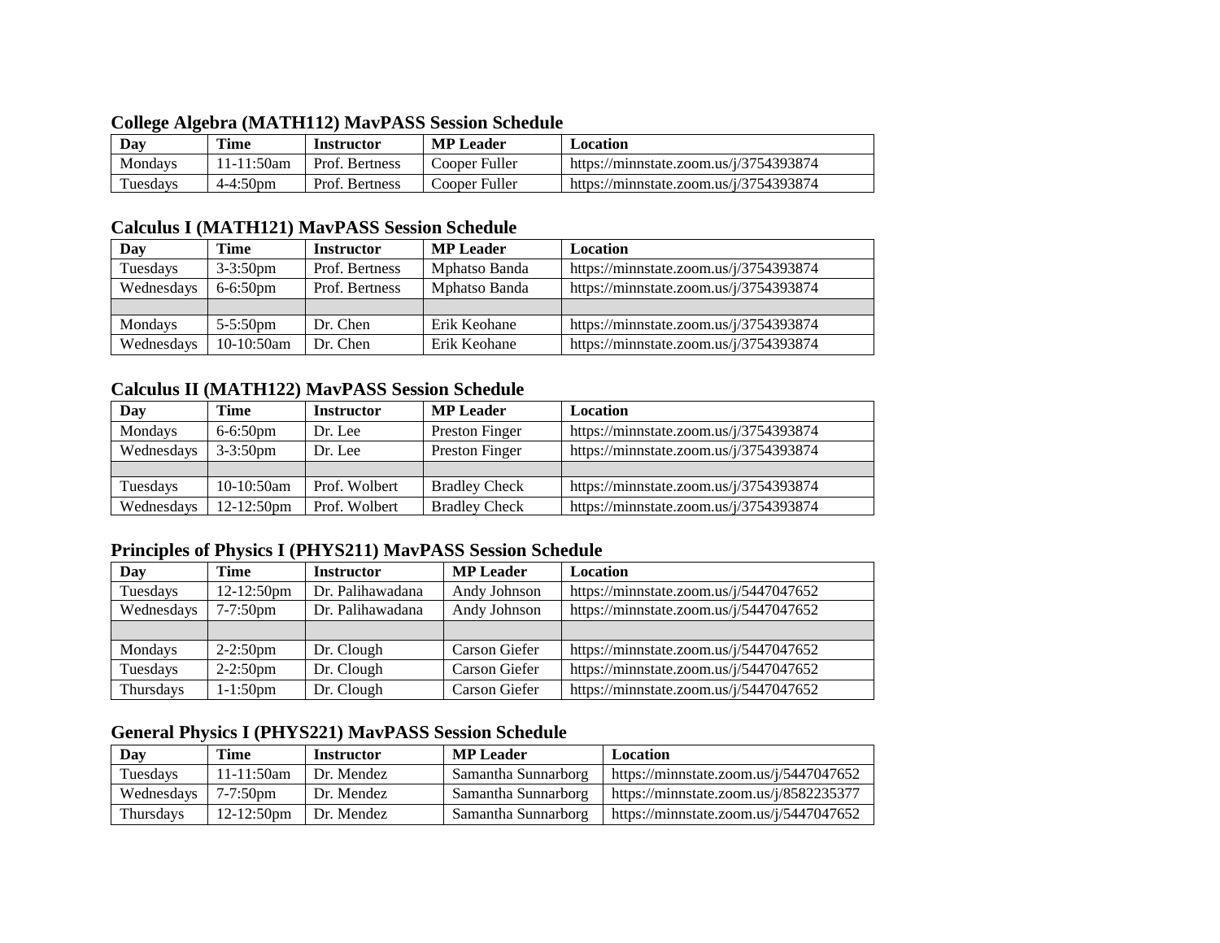### College Algebra (MATH112) MavPASS Session Schedule

| Day | Time | Instructor | MP Leader | Location |
|---|---|---|---|---|
| Mondays | 11-11:50am | Prof. Bertness | Cooper Fuller | https://minnstate.zoom.us/j/3754393874 |
| Tuesdays | 4-4:50pm | Prof. Bertness | Cooper Fuller | https://minnstate.zoom.us/j/3754393874 |

### Calculus I (MATH121) MavPASS Session Schedule

| Day | Time | Instructor | MP Leader | Location |
|---|---|---|---|---|
| Tuesdays | 3-3:50pm | Prof. Bertness | Mphatso Banda | https://minnstate.zoom.us/j/3754393874 |
| Wednesdays | 6-6:50pm | Prof. Bertness | Mphatso Banda | https://minnstate.zoom.us/j/3754393874 |
| | | | | |
| Mondays | 5-5:50pm | Dr. Chen | Erik Keohane | https://minnstate.zoom.us/j/3754393874 |
| Wednesdays | 10-10:50am | Dr. Chen | Erik Keohane | https://minnstate.zoom.us/j/3754393874 |

### Calculus II (MATH122) MavPASS Session Schedule

| Day | Time | Instructor | MP Leader | Location |
|---|---|---|---|---|
| Mondays | 6-6:50pm | Dr. Lee | Preston Finger | https://minnstate.zoom.us/j/3754393874 |
| Wednesdays | 3-3:50pm | Dr. Lee | Preston Finger | https://minnstate.zoom.us/j/3754393874 |
| | | | | |
| Tuesdays | 10-10:50am | Prof. Wolbert | Bradley Check | https://minnstate.zoom.us/j/3754393874 |
| Wednesdays | 12-12:50pm | Prof. Wolbert | Bradley Check | https://minnstate.zoom.us/j/3754393874 |

### Principles of Physics I (PHYS211) MavPASS Session Schedule

| Day | Time | Instructor | MP Leader | Location |
|---|---|---|---|---|
| Tuesdays | 12-12:50pm | Dr. Palihawadana | Andy Johnson | https://minnstate.zoom.us/j/5447047652 |
| Wednesdays | 7-7:50pm | Dr. Palihawadana | Andy Johnson | https://minnstate.zoom.us/j/5447047652 |
| | | | | |
| Mondays | 2-2:50pm | Dr. Clough | Carson Giefer | https://minnstate.zoom.us/j/5447047652 |
| Tuesdays | 2-2:50pm | Dr. Clough | Carson Giefer | https://minnstate.zoom.us/j/5447047652 |
| Thursdays | 1-1:50pm | Dr. Clough | Carson Giefer | https://minnstate.zoom.us/j/5447047652 |

### General Physics I (PHYS221) MavPASS Session Schedule

| Day | Time | Instructor | MP Leader | Location |
|---|---|---|---|---|
| Tuesdays | 11-11:50am | Dr. Mendez | Samantha Sunnarborg | https://minnstate.zoom.us/j/5447047652 |
| Wednesdays | 7-7:50pm | Dr. Mendez | Samantha Sunnarborg | https://minnstate.zoom.us/j/8582235377 |
| Thursdays | 12-12:50pm | Dr. Mendez | Samantha Sunnarborg | https://minnstate.zoom.us/j/5447047652 |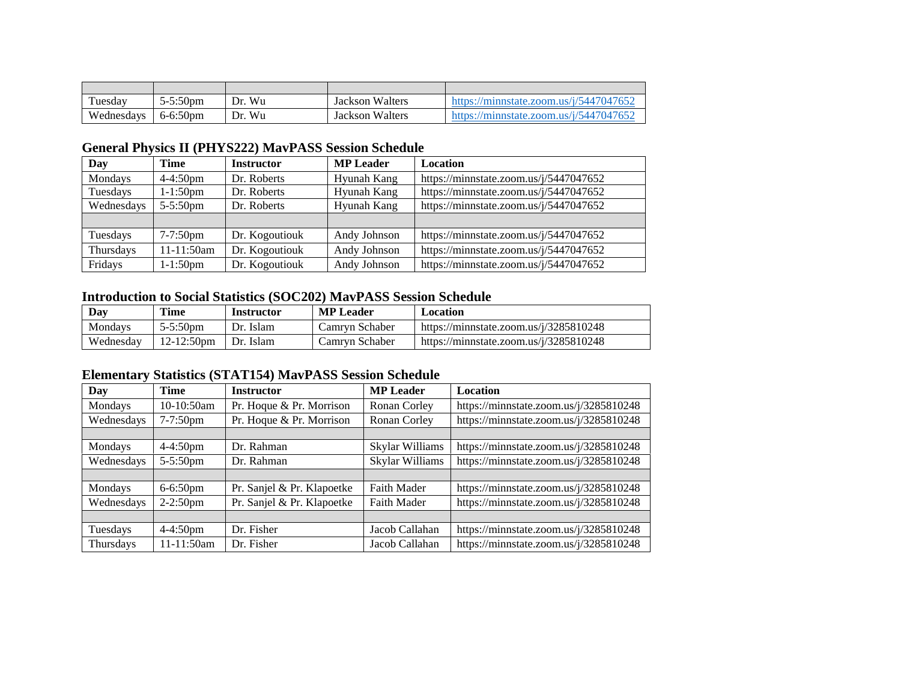| | | | | |
|---|---|---|---|---|
| Tuesday | 5-5:50pm | Dr. Wu | Jackson Walters | https://minnstate.zoom.us/j/5447047652 |
| Wednesdays | 6-6:50pm | Dr. Wu | Jackson Walters | https://minnstate.zoom.us/j/5447047652 |

### General Physics II (PHYS222) MavPASS Session Schedule

| Day | Time | Instructor | MP Leader | Location |
|---|---|---|---|---|
| Mondays | 4-4:50pm | Dr. Roberts | Hyunah Kang | https://minnstate.zoom.us/j/5447047652 |
| Tuesdays | 1-1:50pm | Dr. Roberts | Hyunah Kang | https://minnstate.zoom.us/j/5447047652 |
| Wednesdays | 5-5:50pm | Dr. Roberts | Hyunah Kang | https://minnstate.zoom.us/j/5447047652 |
| | | | | |
| Tuesdays | 7-7:50pm | Dr. Kogoutiouk | Andy Johnson | https://minnstate.zoom.us/j/5447047652 |
| Thursdays | 11-11:50am | Dr. Kogoutiouk | Andy Johnson | https://minnstate.zoom.us/j/5447047652 |
| Fridays | 1-1:50pm | Dr. Kogoutiouk | Andy Johnson | https://minnstate.zoom.us/j/5447047652 |

### Introduction to Social Statistics (SOC202) MavPASS Session Schedule

| Day | Time | Instructor | MP Leader | Location |
|---|---|---|---|---|
| Mondays | 5-5:50pm | Dr. Islam | Camryn Schaber | https://minnstate.zoom.us/j/3285810248 |
| Wednesday | 12-12:50pm | Dr. Islam | Camryn Schaber | https://minnstate.zoom.us/j/3285810248 |

### Elementary Statistics (STAT154) MavPASS Session Schedule

| Day | Time | Instructor | MP Leader | Location |
|---|---|---|---|---|
| Mondays | 10-10:50am | Pr. Hoque & Pr. Morrison | Ronan Corley | https://minnstate.zoom.us/j/3285810248 |
| Wednesdays | 7-7:50pm | Pr. Hoque & Pr. Morrison | Ronan Corley | https://minnstate.zoom.us/j/3285810248 |
| | | | | |
| Mondays | 4-4:50pm | Dr. Rahman | Skylar Williams | https://minnstate.zoom.us/j/3285810248 |
| Wednesdays | 5-5:50pm | Dr. Rahman | Skylar Williams | https://minnstate.zoom.us/j/3285810248 |
| | | | | |
| Mondays | 6-6:50pm | Pr. Sanjel & Pr. Klapoetke | Faith Mader | https://minnstate.zoom.us/j/3285810248 |
| Wednesdays | 2-2:50pm | Pr. Sanjel & Pr. Klapoetke | Faith Mader | https://minnstate.zoom.us/j/3285810248 |
| | | | | |
| Tuesdays | 4-4:50pm | Dr. Fisher | Jacob Callahan | https://minnstate.zoom.us/j/3285810248 |
| Thursdays | 11-11:50am | Dr. Fisher | Jacob Callahan | https://minnstate.zoom.us/j/3285810248 |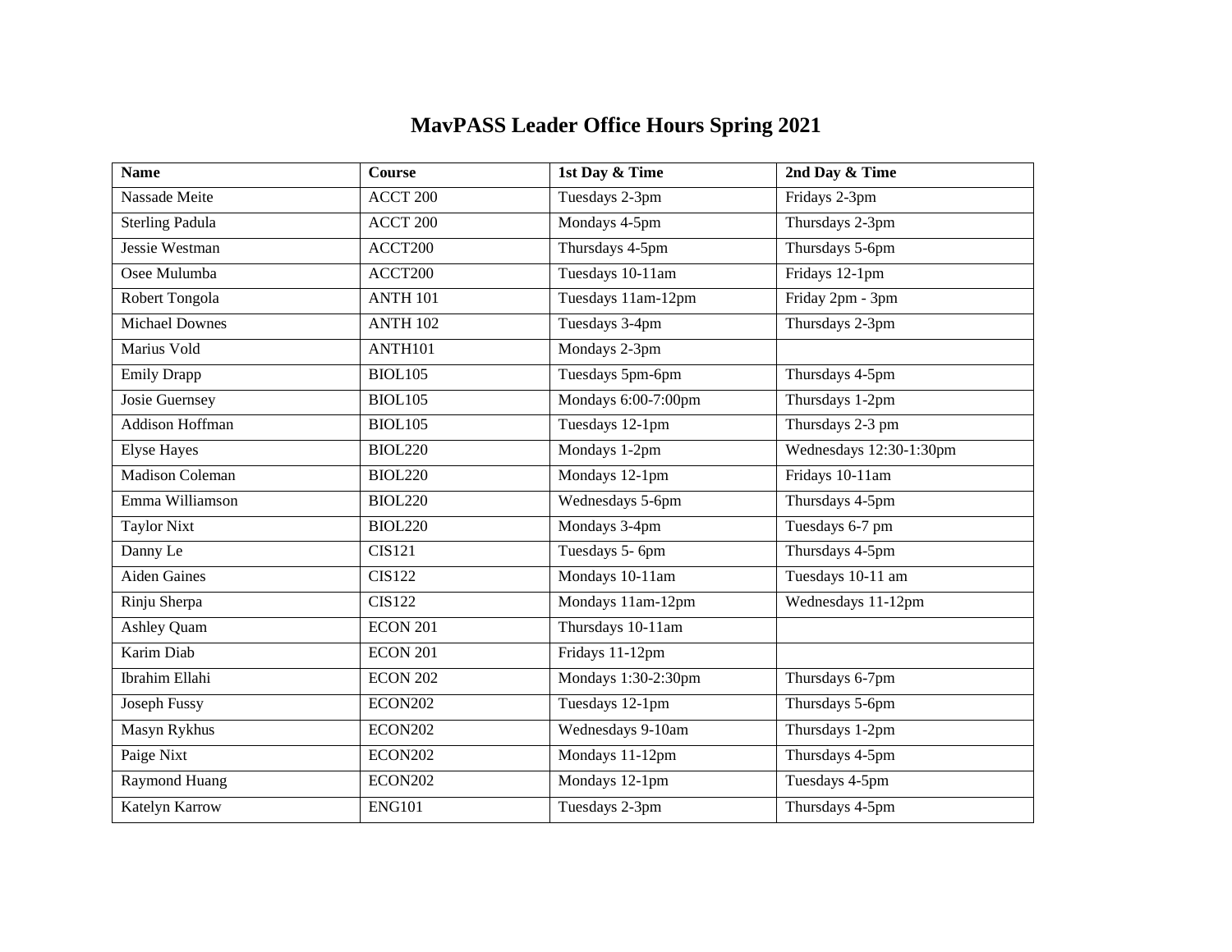# MavPASS Leader Office Hours Spring 2021

| Name | Course | 1st Day & Time | 2nd Day & Time |
|---|---|---|---|
| Nassade Meite | ACCT 200 | Tuesdays 2-3pm | Fridays 2-3pm |
| Sterling Padula | ACCT 200 | Mondays 4-5pm | Thursdays 2-3pm |
| Jessie Westman | ACCT200 | Thursdays 4-5pm | Thursdays 5-6pm |
| Osee Mulumba | ACCT200 | Tuesdays 10-11am | Fridays 12-1pm |
| Robert Tongola | ANTH 101 | Tuesdays 11am-12pm | Friday 2pm - 3pm |
| Michael Downes | ANTH 102 | Tuesdays 3-4pm | Thursdays 2-3pm |
| Marius Vold | ANTH101 | Mondays 2-3pm | |
| Emily Drapp | BIOL105 | Tuesdays 5pm-6pm | Thursdays 4-5pm |
| Josie Guernsey | BIOL105 | Mondays 6:00-7:00pm | Thursdays 1-2pm |
| Addison Hoffman | BIOL105 | Tuesdays 12-1pm | Thursdays 2-3 pm |
| Elyse Hayes | BIOL220 | Mondays 1-2pm | Wednesdays 12:30-1:30pm |
| Madison Coleman | BIOL220 | Mondays 12-1pm | Fridays 10-11am |
| Emma Williamson | BIOL220 | Wednesdays 5-6pm | Thursdays 4-5pm |
| Taylor Nixt | BIOL220 | Mondays 3-4pm | Tuesdays 6-7 pm |
| Danny Le | CIS121 | Tuesdays 5- 6pm | Thursdays 4-5pm |
| Aiden Gaines | CIS122 | Mondays 10-11am | Tuesdays 10-11 am |
| Rinju Sherpa | CIS122 | Mondays 11am-12pm | Wednesdays 11-12pm |
| Ashley Quam | ECON 201 | Thursdays 10-11am | |
| Karim Diab | ECON 201 | Fridays 11-12pm | |
| Ibrahim Ellahi | ECON 202 | Mondays 1:30-2:30pm | Thursdays 6-7pm |
| Joseph Fussy | ECON202 | Tuesdays 12-1pm | Thursdays 5-6pm |
| Masyn Rykhus | ECON202 | Wednesdays 9-10am | Thursdays 1-2pm |
| Paige Nixt | ECON202 | Mondays 11-12pm | Thursdays 4-5pm |
| Raymond Huang | ECON202 | Mondays 12-1pm | Tuesdays 4-5pm |
| Katelyn Karrow | ENG101 | Tuesdays 2-3pm | Thursdays 4-5pm |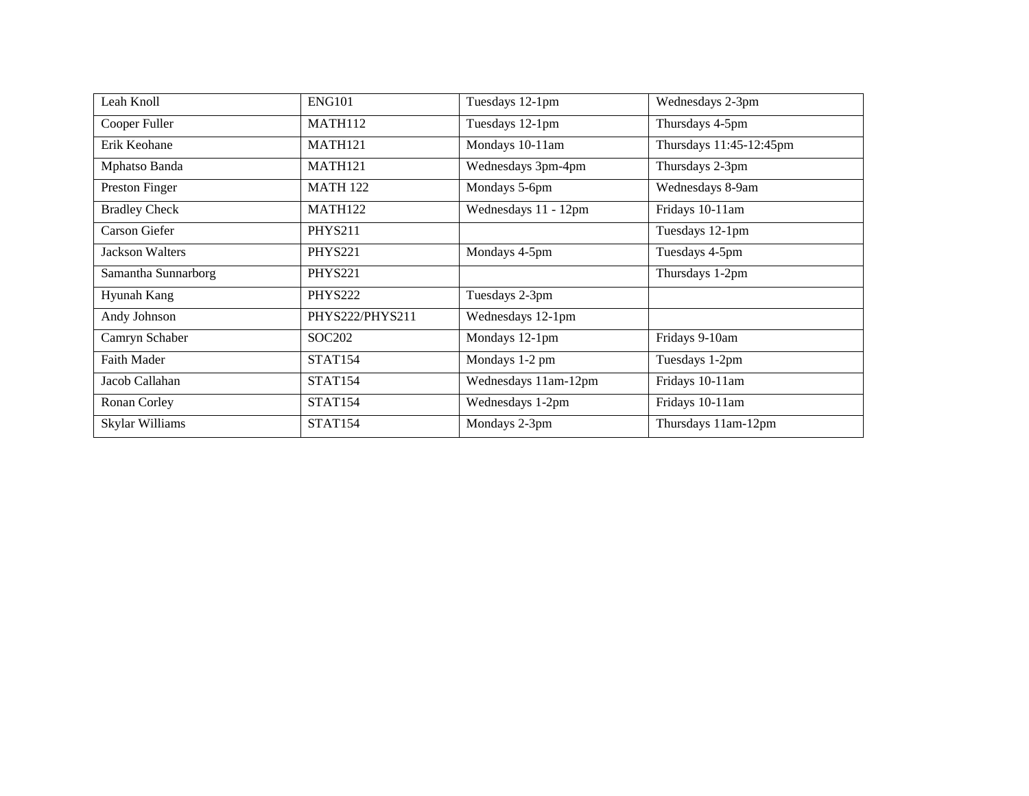| | | | |
|---|---|---|---|
| Leah Knoll | ENG101 | Tuesdays 12-1pm | Wednesdays 2-3pm |
| Cooper Fuller | MATH112 | Tuesdays 12-1pm | Thursdays 4-5pm |
| Erik Keohane | MATH121 | Mondays 10-11am | Thursdays 11:45-12:45pm |
| Mphatso Banda | MATH121 | Wednesdays 3pm-4pm | Thursdays 2-3pm |
| Preston Finger | MATH 122 | Mondays 5-6pm | Wednesdays 8-9am |
| Bradley Check | MATH122 | Wednesdays 11 - 12pm | Fridays 10-11am |
| Carson Giefer | PHYS211 | | Tuesdays 12-1pm |
| Jackson Walters | PHYS221 | Mondays 4-5pm | Tuesdays 4-5pm |
| Samantha Sunnarborg | PHYS221 | | Thursdays 1-2pm |
| Hyunah Kang | PHYS222 | Tuesdays 2-3pm | |
| Andy Johnson | PHYS222/PHYS211 | Wednesdays 12-1pm | |
| Camryn Schaber | SOC202 | Mondays 12-1pm | Fridays 9-10am |
| Faith Mader | STAT154 | Mondays 1-2 pm | Tuesdays 1-2pm |
| Jacob Callahan | STAT154 | Wednesdays 11am-12pm | Fridays 10-11am |
| Ronan Corley | STAT154 | Wednesdays 1-2pm | Fridays 10-11am |
| Skylar Williams | STAT154 | Mondays 2-3pm | Thursdays 11am-12pm |